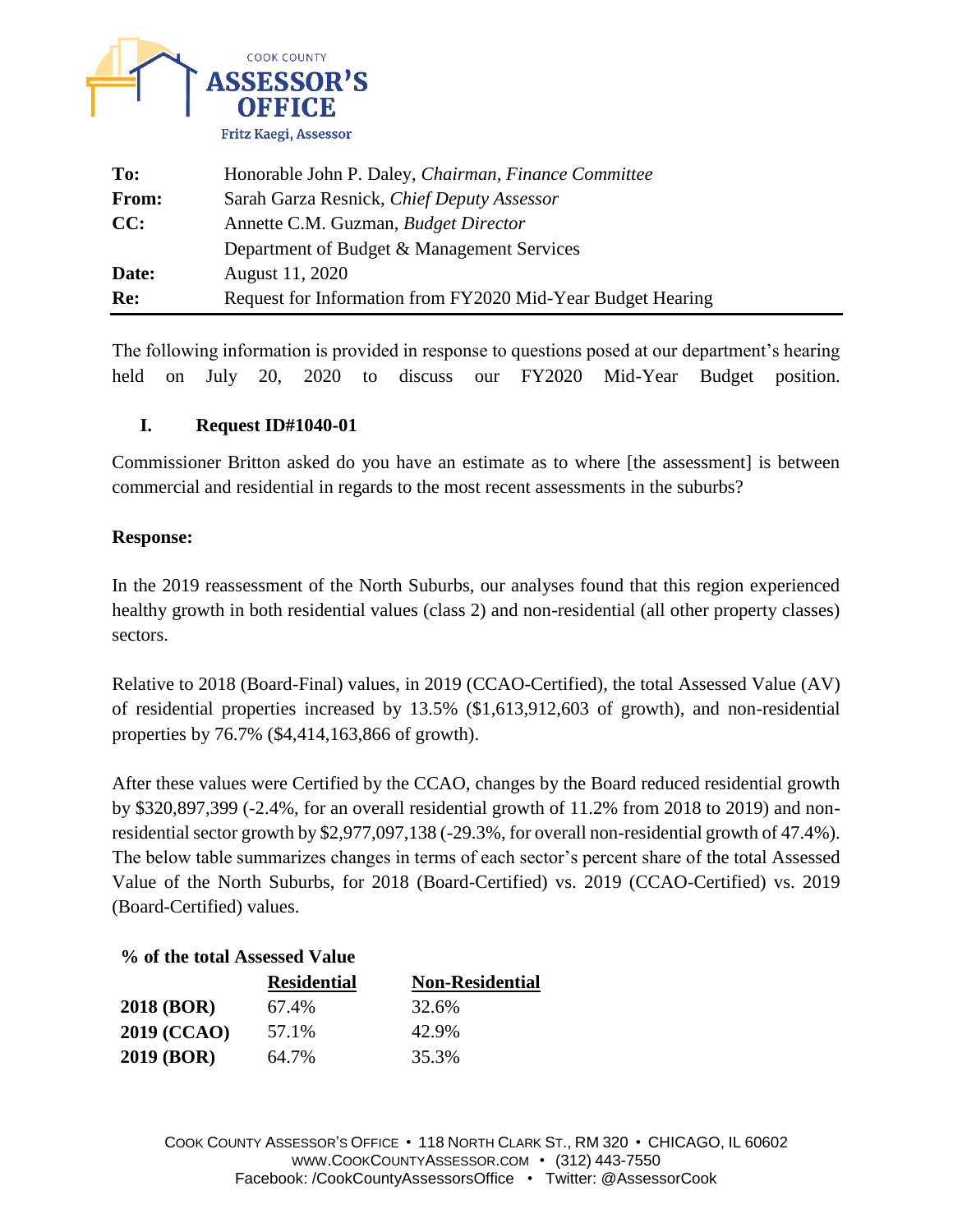COOK COUNTY
**ASSESSOR'S OFFICE**
Fritz Kaegi, Assessor

| | |
|---|---|
| **To:** | Honorable John P. Daley, *Chairman, Finance Committee* |
| **From:** | Sarah Garza Resnick, *Chief Deputy Assessor* |
| **CC:** | Annette C.M. Guzman, *Budget Director* |
| | Department of Budget & Management Services |
| **Date:** | August 11, 2020 |
| **Re:** | Request for Information from FY2020 Mid-Year Budget Hearing |

The following information is provided in response to questions posed at our department's hearing held on July 20, 2020 to discuss our FY2020 Mid-Year Budget position.

## I. Request ID#1040-01

Commissioner Britton asked do you have an estimate as to where [the assessment] is between commercial and residential in regards to the most recent assessments in the suburbs?

**Response:**

In the 2019 reassessment of the North Suburbs, our analyses found that this region experienced healthy growth in both residential values (class 2) and non-residential (all other property classes) sectors.

Relative to 2018 (Board-Final) values, in 2019 (CCAO-Certified), the total Assessed Value (AV) of residential properties increased by 13.5% ($1,613,912,603 of growth), and non-residential properties by 76.7% ($4,414,163,866 of growth).

After these values were Certified by the CCAO, changes by the Board reduced residential growth by $320,897,399 (-2.4%, for an overall residential growth of 11.2% from 2018 to 2019) and non-residential sector growth by $2,977,097,138 (-29.3%, for overall non-residential growth of 47.4%). The below table summarizes changes in terms of each sector's percent share of the total Assessed Value of the North Suburbs, for 2018 (Board-Certified) vs. 2019 (CCAO-Certified) vs. 2019 (Board-Certified) values.

**% of the total Assessed Value**

| | Residential | Non-Residential |
|---|---|---|
| **2018 (BOR)** | 67.4% | 32.6% |
| **2019 (CCAO)** | 57.1% | 42.9% |
| **2019 (BOR)** | 64.7% | 35.3% |

COOK COUNTY ASSESSOR'S OFFICE • 118 NORTH CLARK ST., RM 320 • CHICAGO, IL 60602
WWW.COOKCOUNTYASSESSOR.COM • (312) 443-7550
Facebook: /CookCountyAssessorsOffice • Twitter: @AssessorCook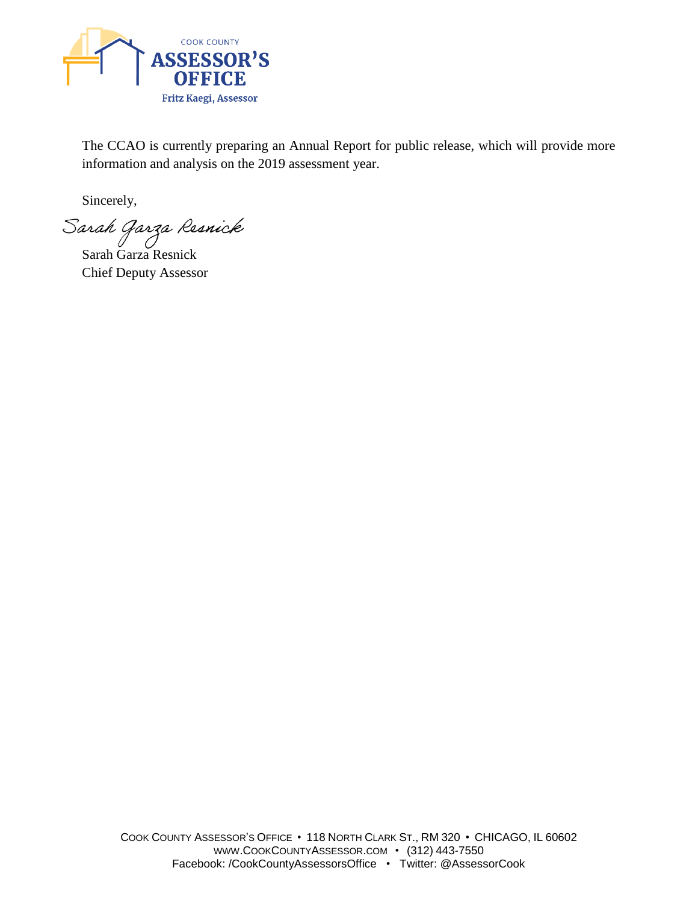The CCAO is currently preparing an Annual Report for public release, which will provide more information and analysis on the 2019 assessment year.

Sincerely,

Sarah Garza Resnick

Sarah Garza Resnick
Chief Deputy Assessor